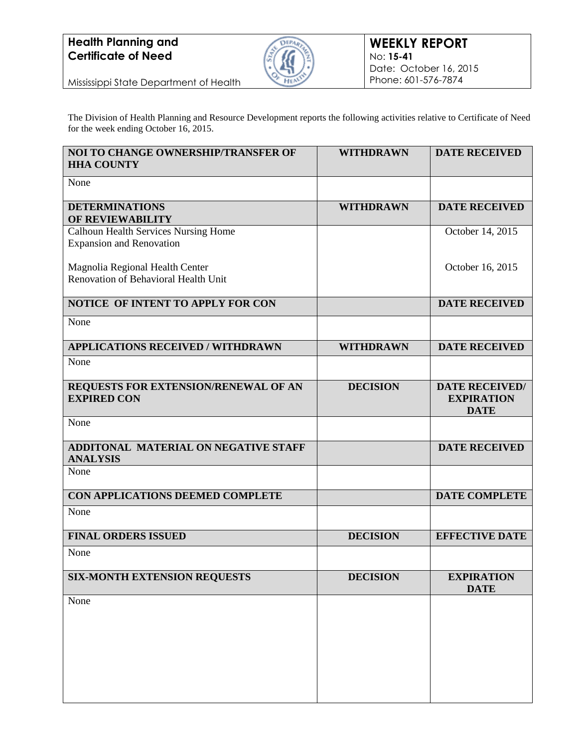**Health Planning and Certificate of Need**

Mississippi State Department of Health

**WEEKLY REPORT**
No: **15-41**
Date: October 16, 2015
Phone: 601-576-7874

The Division of Health Planning and Resource Development reports the following activities relative to Certificate of Need for the week ending October 16, 2015.

| NOI TO CHANGE OWNERSHIP/TRANSFER OF HHA COUNTY | WITHDRAWN | DATE RECEIVED |
|---|---|---|
| None | | |

| DETERMINATIONS OF REVIEWABILITY | WITHDRAWN | DATE RECEIVED |
|---|---|---|
| Calhoun Health Services Nursing Home Expansion and Renovation | | October 14, 2015 |
| Magnolia Regional Health Center Renovation of Behavioral Health Unit | | October 16, 2015 |

| NOTICE OF INTENT TO APPLY FOR CON | | DATE RECEIVED |
|---|---|---|
| None | | |

| APPLICATIONS RECEIVED / WITHDRAWN | WITHDRAWN | DATE RECEIVED |
|---|---|---|
| None | | |

| REQUESTS FOR EXTENSION/RENEWAL OF AN EXPIRED CON | DECISION | DATE RECEIVED/ EXPIRATION DATE |
|---|---|---|
| None | | |

| ADDITONAL MATERIAL ON NEGATIVE STAFF ANALYSIS | | DATE RECEIVED |
|---|---|---|
| None | | |

| CON APPLICATIONS DEEMED COMPLETE | | DATE COMPLETE |
|---|---|---|
| None | | |

| FINAL ORDERS ISSUED | DECISION | EFFECTIVE DATE |
|---|---|---|
| None | | |

| SIX-MONTH EXTENSION REQUESTS | DECISION | EXPIRATION DATE |
|---|---|---|
| None | | |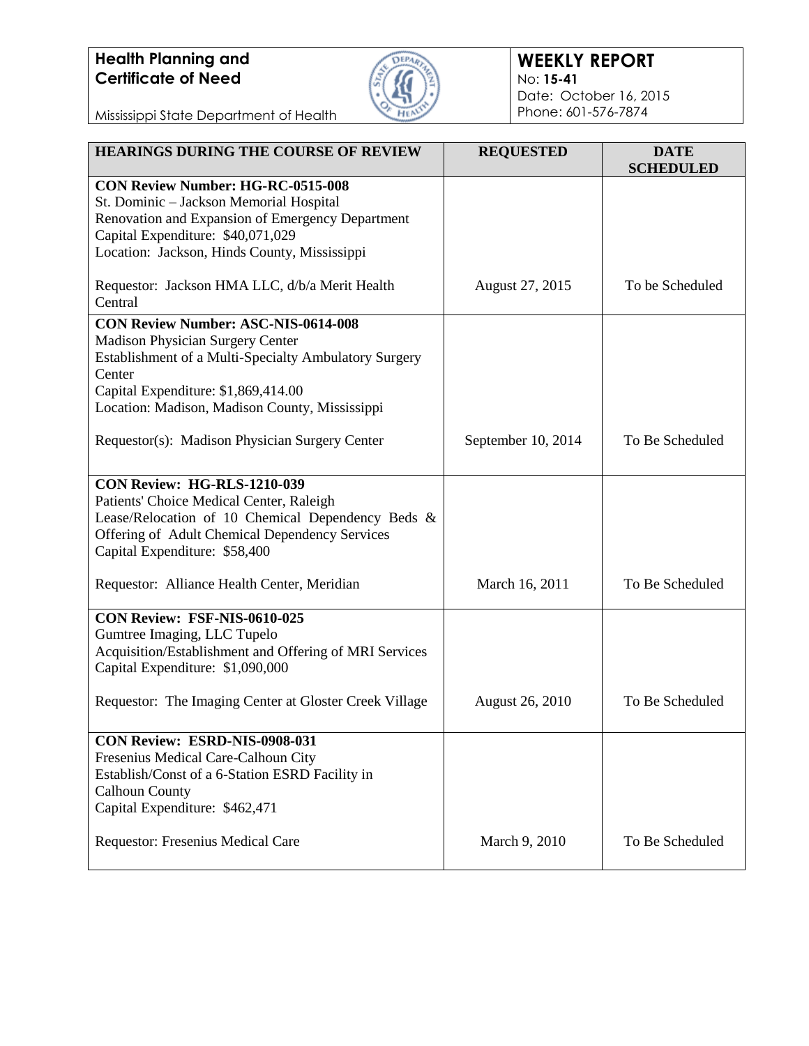| HEARINGS DURING THE COURSE OF REVIEW | REQUESTED | DATE SCHEDULED |
|---|---|---|
| **CON Review Number: HG-RC-0515-008**<br>St. Dominic – Jackson Memorial Hospital<br>Renovation and Expansion of Emergency Department<br>Capital Expenditure: $40,071,029<br>Location: Jackson, Hinds County, Mississippi<br><br>Requestor: Jackson HMA LLC, d/b/a Merit Health Central | August 27, 2015 | To be Scheduled |
| **CON Review Number: ASC-NIS-0614-008**<br>Madison Physician Surgery Center<br>Establishment of a Multi-Specialty Ambulatory Surgery Center<br>Capital Expenditure: $1,869,414.00<br>Location: Madison, Madison County, Mississippi<br><br>Requestor(s): Madison Physician Surgery Center | September 10, 2014 | To Be Scheduled |
| **CON Review: HG-RLS-1210-039**<br>Patients' Choice Medical Center, Raleigh<br>Lease/Relocation of 10 Chemical Dependency Beds & Offering of Adult Chemical Dependency Services<br>Capital Expenditure: $58,400<br><br>Requestor: Alliance Health Center, Meridian | March 16, 2011 | To Be Scheduled |
| **CON Review: FSF-NIS-0610-025**<br>Gumtree Imaging, LLC Tupelo<br>Acquisition/Establishment and Offering of MRI Services<br>Capital Expenditure: $1,090,000<br><br>Requestor: The Imaging Center at Gloster Creek Village | August 26, 2010 | To Be Scheduled |
| **CON Review: ESRD-NIS-0908-031**<br>Fresenius Medical Care-Calhoun City<br>Establish/Const of a 6-Station ESRD Facility in Calhoun County<br>Capital Expenditure: $462,471<br><br>Requestor: Fresenius Medical Care | March 9, 2010 | To Be Scheduled |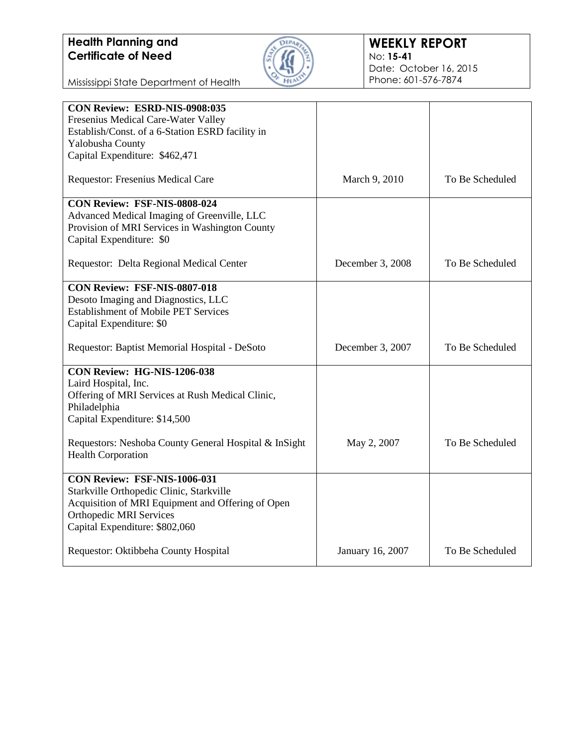| | | |
|---|---|---|
| **CON Review: ESRD-NIS-0908:035**<br>Fresenius Medical Care-Water Valley<br>Establish/Const. of a 6-Station ESRD facility in Yalobusha County<br>Capital Expenditure: $462,471<br><br>Requestor: Fresenius Medical Care | March 9, 2010 | To Be Scheduled |
| **CON Review: FSF-NIS-0808-024**<br>Advanced Medical Imaging of Greenville, LLC<br>Provision of MRI Services in Washington County<br>Capital Expenditure: $0<br><br>Requestor: Delta Regional Medical Center | December 3, 2008 | To Be Scheduled |
| **CON Review: FSF-NIS-0807-018**<br>Desoto Imaging and Diagnostics, LLC<br>Establishment of Mobile PET Services<br>Capital Expenditure: $0<br><br>Requestor: Baptist Memorial Hospital - DeSoto | December 3, 2007 | To Be Scheduled |
| **CON Review: HG-NIS-1206-038**<br>Laird Hospital, Inc.<br>Offering of MRI Services at Rush Medical Clinic, Philadelphia<br>Capital Expenditure: $14,500<br><br>Requestors: Neshoba County General Hospital & InSight Health Corporation | May 2, 2007 | To Be Scheduled |
| **CON Review: FSF-NIS-1006-031**<br>Starkville Orthopedic Clinic, Starkville<br>Acquisition of MRI Equipment and Offering of Open Orthopedic MRI Services<br>Capital Expenditure: $802,060<br><br>Requestor: Oktibbeha County Hospital | January 16, 2007 | To Be Scheduled |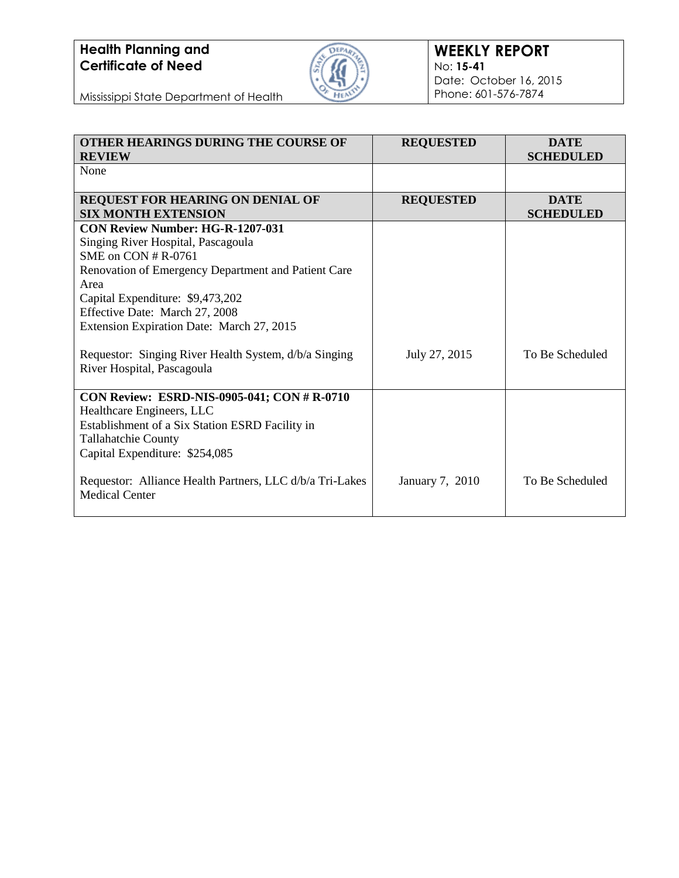| OTHER HEARINGS DURING THE COURSE OF REVIEW | REQUESTED | DATE SCHEDULED |
|---|---|---|
| None | | |
| **REQUEST FOR HEARING ON DENIAL OF SIX MONTH EXTENSION** | **REQUESTED** | **DATE SCHEDULED** |
| **CON Review Number: HG-R-1207-031**<br>Singing River Hospital, Pascagoula<br>SME on CON # R-0761<br>Renovation of Emergency Department and Patient Care Area<br>Capital Expenditure: $9,473,202<br>Effective Date: March 27, 2008<br>Extension Expiration Date: March 27, 2015<br><br>Requestor: Singing River Health System, d/b/a Singing River Hospital, Pascagoula | July 27, 2015 | To Be Scheduled |
| **CON Review: ESRD-NIS-0905-041; CON # R-0710**<br>Healthcare Engineers, LLC<br>Establishment of a Six Station ESRD Facility in Tallahatchie County<br>Capital Expenditure: $254,085<br><br>Requestor: Alliance Health Partners, LLC d/b/a Tri-Lakes Medical Center | January 7, 2010 | To Be Scheduled |